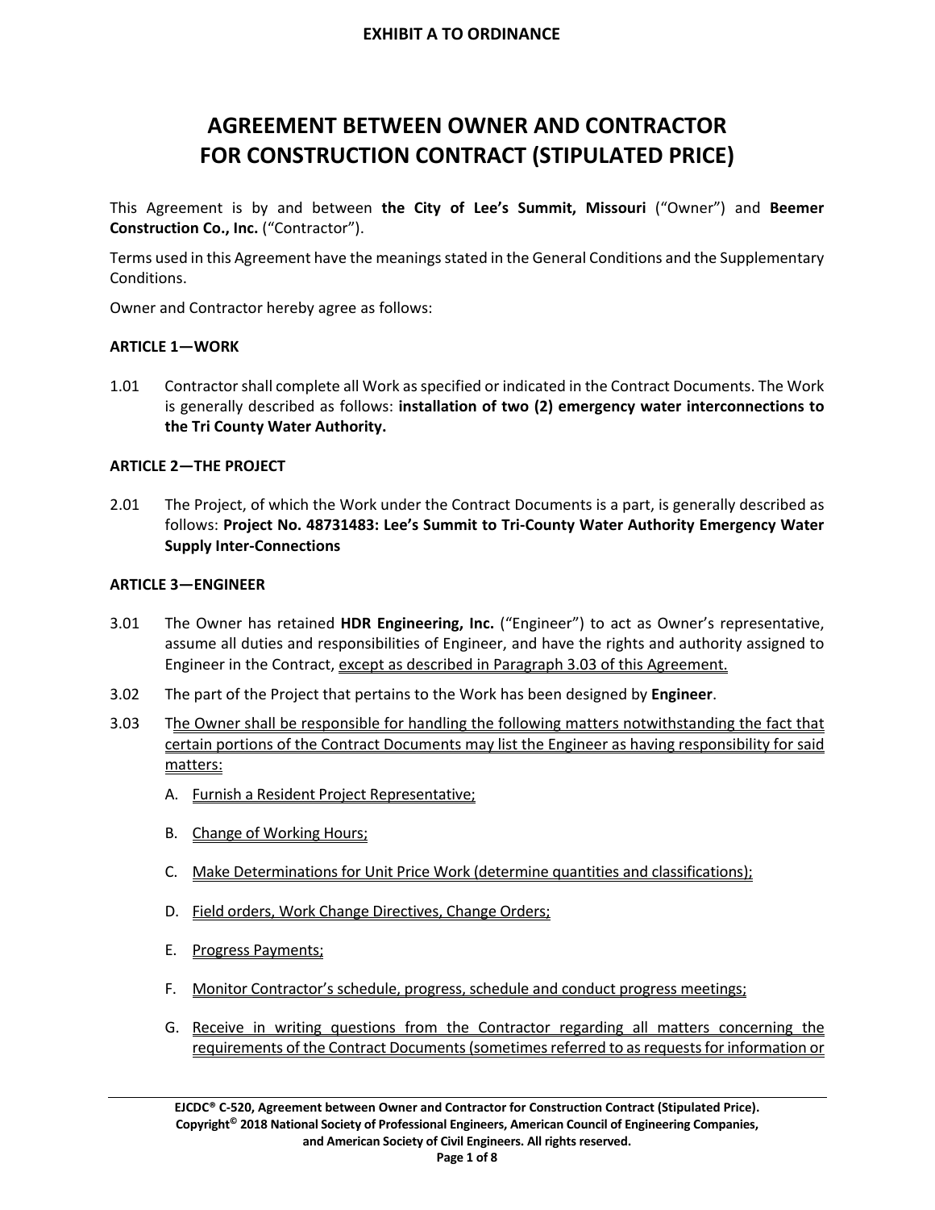**EXHIBIT A TO ORDINANCE**

# AGREEMENT BETWEEN OWNER AND CONTRACTOR FOR CONSTRUCTION CONTRACT (STIPULATED PRICE)

This Agreement is by and between **the City of Lee's Summit, Missouri** ("Owner") and **Beemer Construction Co., Inc.** ("Contractor").

Terms used in this Agreement have the meanings stated in the General Conditions and the Supplementary Conditions.

Owner and Contractor hereby agree as follows:

## ARTICLE 1—WORK

1.01 Contractor shall complete all Work as specified or indicated in the Contract Documents. The Work is generally described as follows: **installation of two (2) emergency water interconnections to the Tri County Water Authority.**

## ARTICLE 2—THE PROJECT

2.01 The Project, of which the Work under the Contract Documents is a part, is generally described as follows: **Project No. 48731483: Lee's Summit to Tri-County Water Authority Emergency Water Supply Inter-Connections**

## ARTICLE 3—ENGINEER

3.01 The Owner has retained **HDR Engineering, Inc.** ("Engineer") to act as Owner's representative, assume all duties and responsibilities of Engineer, and have the rights and authority assigned to Engineer in the Contract, <u>except as described in Paragraph 3.03 of this Agreement.</u>

3.02 The part of the Project that pertains to the Work has been designed by **Engineer**.

3.03 T<u>he Owner shall be responsible for handling the following matters notwithstanding the fact that certain portions of the Contract Documents may list the Engineer as having responsibility for said matters:</u>

A. <u>Furnish a Resident Project Representative;</u>

B. <u>Change of Working Hours;</u>

C. <u>Make Determinations for Unit Price Work (determine quantities and classifications);</u>

D. <u>Field orders, Work Change Directives, Change Orders;</u>

E. <u>Progress Payments;</u>

F. <u>Monitor Contractor's schedule, progress, schedule and conduct progress meetings;</u>

G. <u>Receive in writing questions from the Contractor regarding all matters concerning the requirements of the Contract Documents (sometimes referred to as requests for information or</u>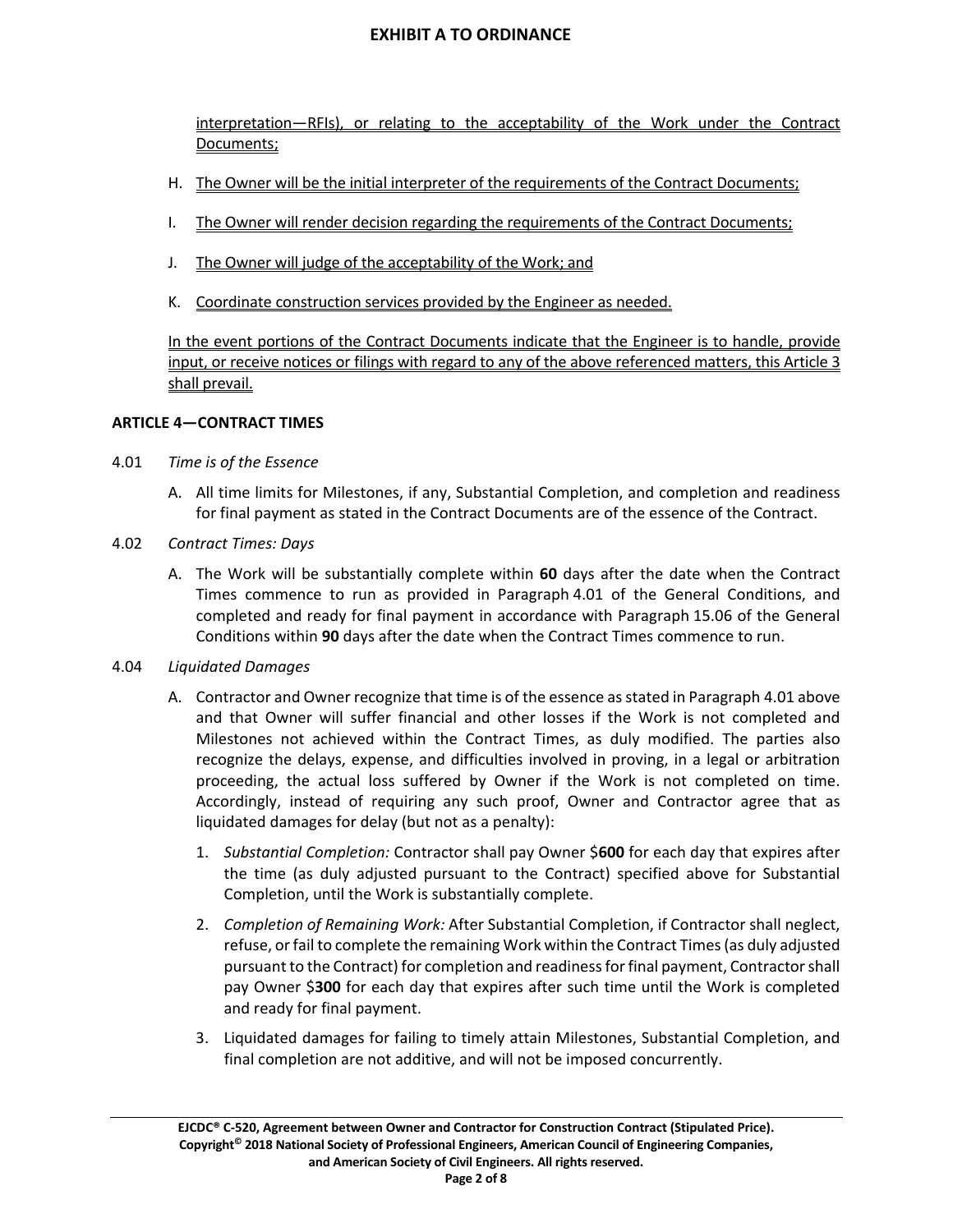interpretation—RFIs), or relating to the acceptability of the Work under the Contract Documents;

H. The Owner will be the initial interpreter of the requirements of the Contract Documents;

I. The Owner will render decision regarding the requirements of the Contract Documents;

J. The Owner will judge of the acceptability of the Work; and

K. Coordinate construction services provided by the Engineer as needed.

In the event portions of the Contract Documents indicate that the Engineer is to handle, provide input, or receive notices or filings with regard to any of the above referenced matters, this Article 3 shall prevail.

## ARTICLE 4—CONTRACT TIMES

4.01 *Time is of the Essence*

A. All time limits for Milestones, if any, Substantial Completion, and completion and readiness for final payment as stated in the Contract Documents are of the essence of the Contract.

4.02 *Contract Times: Days*

A. The Work will be substantially complete within **60** days after the date when the Contract Times commence to run as provided in Paragraph 4.01 of the General Conditions, and completed and ready for final payment in accordance with Paragraph 15.06 of the General Conditions within **90** days after the date when the Contract Times commence to run.

4.04 *Liquidated Damages*

A. Contractor and Owner recognize that time is of the essence as stated in Paragraph 4.01 above and that Owner will suffer financial and other losses if the Work is not completed and Milestones not achieved within the Contract Times, as duly modified. The parties also recognize the delays, expense, and difficulties involved in proving, in a legal or arbitration proceeding, the actual loss suffered by Owner if the Work is not completed on time. Accordingly, instead of requiring any such proof, Owner and Contractor agree that as liquidated damages for delay (but not as a penalty):

1. *Substantial Completion:* Contractor shall pay Owner $**600** for each day that expires after the time (as duly adjusted pursuant to the Contract) specified above for Substantial Completion, until the Work is substantially complete.

2. *Completion of Remaining Work:* After Substantial Completion, if Contractor shall neglect, refuse, or fail to complete the remaining Work within the Contract Times (as duly adjusted pursuant to the Contract) for completion and readiness for final payment, Contractor shall pay Owner $**300** for each day that expires after such time until the Work is completed and ready for final payment.

3. Liquidated damages for failing to timely attain Milestones, Substantial Completion, and final completion are not additive, and will not be imposed concurrently.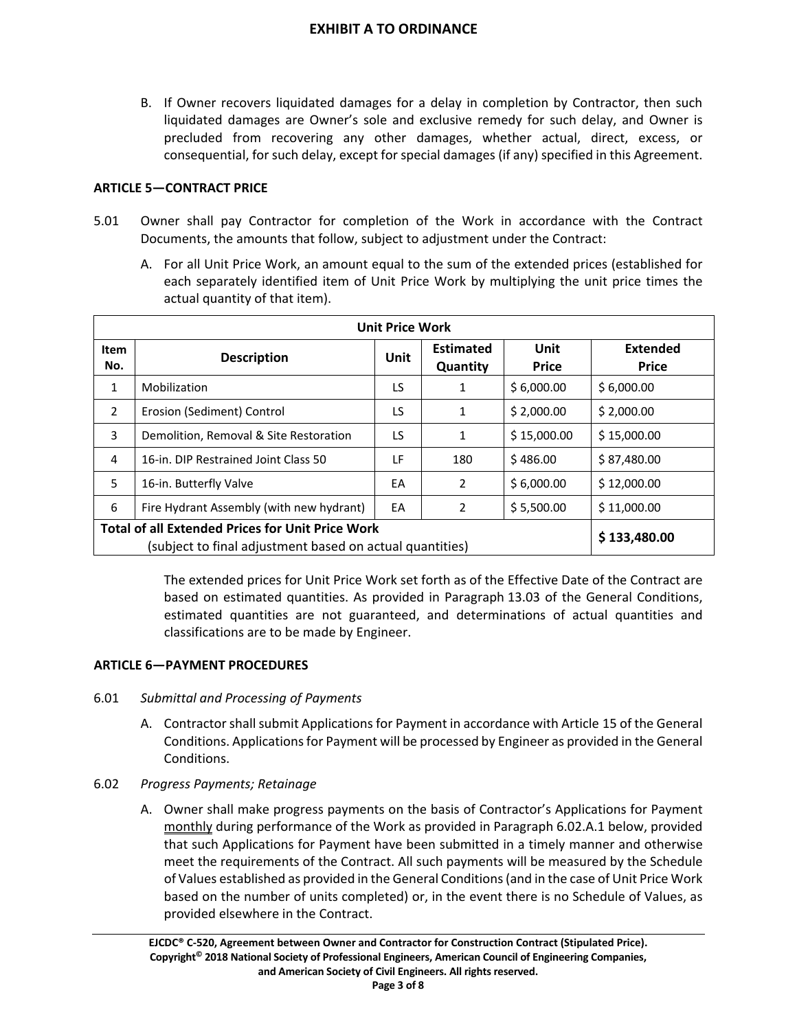B. If Owner recovers liquidated damages for a delay in completion by Contractor, then such liquidated damages are Owner's sole and exclusive remedy for such delay, and Owner is precluded from recovering any other damages, whether actual, direct, excess, or consequential, for such delay, except for special damages (if any) specified in this Agreement.

## ARTICLE 5—CONTRACT PRICE

5.01 Owner shall pay Contractor for completion of the Work in accordance with the Contract Documents, the amounts that follow, subject to adjustment under the Contract:

A. For all Unit Price Work, an amount equal to the sum of the extended prices (established for each separately identified item of Unit Price Work by multiplying the unit price times the actual quantity of that item).

| Unit Price Work | | | | | |
|---|---|---|---|---|---|
| **Item No.** | **Description** | **Unit** | **Estimated Quantity** | **Unit Price** | **Extended Price** |
| 1 | Mobilization | LS | 1 | $ 6,000.00 | $ 6,000.00 |
| 2 | Erosion (Sediment) Control | LS | 1 | $ 2,000.00 | $ 2,000.00 |
| 3 | Demolition, Removal & Site Restoration | LS | 1 | $ 15,000.00 | $ 15,000.00 |
| 4 | 16-in. DIP Restrained Joint Class 50 | LF | 180 | $ 486.00 | $ 87,480.00 |
| 5 | 16-in. Butterfly Valve | EA | 2 | $ 6,000.00 | $ 12,000.00 |
| 6 | Fire Hydrant Assembly (with new hydrant) | EA | 2 | $ 5,500.00 | $ 11,000.00 |
| **Total of all Extended Prices for Unit Price Work** (subject to final adjustment based on actual quantities) | | | | | **$ 133,480.00** |

The extended prices for Unit Price Work set forth as of the Effective Date of the Contract are based on estimated quantities. As provided in Paragraph 13.03 of the General Conditions, estimated quantities are not guaranteed, and determinations of actual quantities and classifications are to be made by Engineer.

## ARTICLE 6—PAYMENT PROCEDURES

6.01 *Submittal and Processing of Payments*

A. Contractor shall submit Applications for Payment in accordance with Article 15 of the General Conditions. Applications for Payment will be processed by Engineer as provided in the General Conditions.

6.02 *Progress Payments; Retainage*

A. Owner shall make progress payments on the basis of Contractor's Applications for Payment monthly during performance of the Work as provided in Paragraph 6.02.A.1 below, provided that such Applications for Payment have been submitted in a timely manner and otherwise meet the requirements of the Contract. All such payments will be measured by the Schedule of Values established as provided in the General Conditions (and in the case of Unit Price Work based on the number of units completed) or, in the event there is no Schedule of Values, as provided elsewhere in the Contract.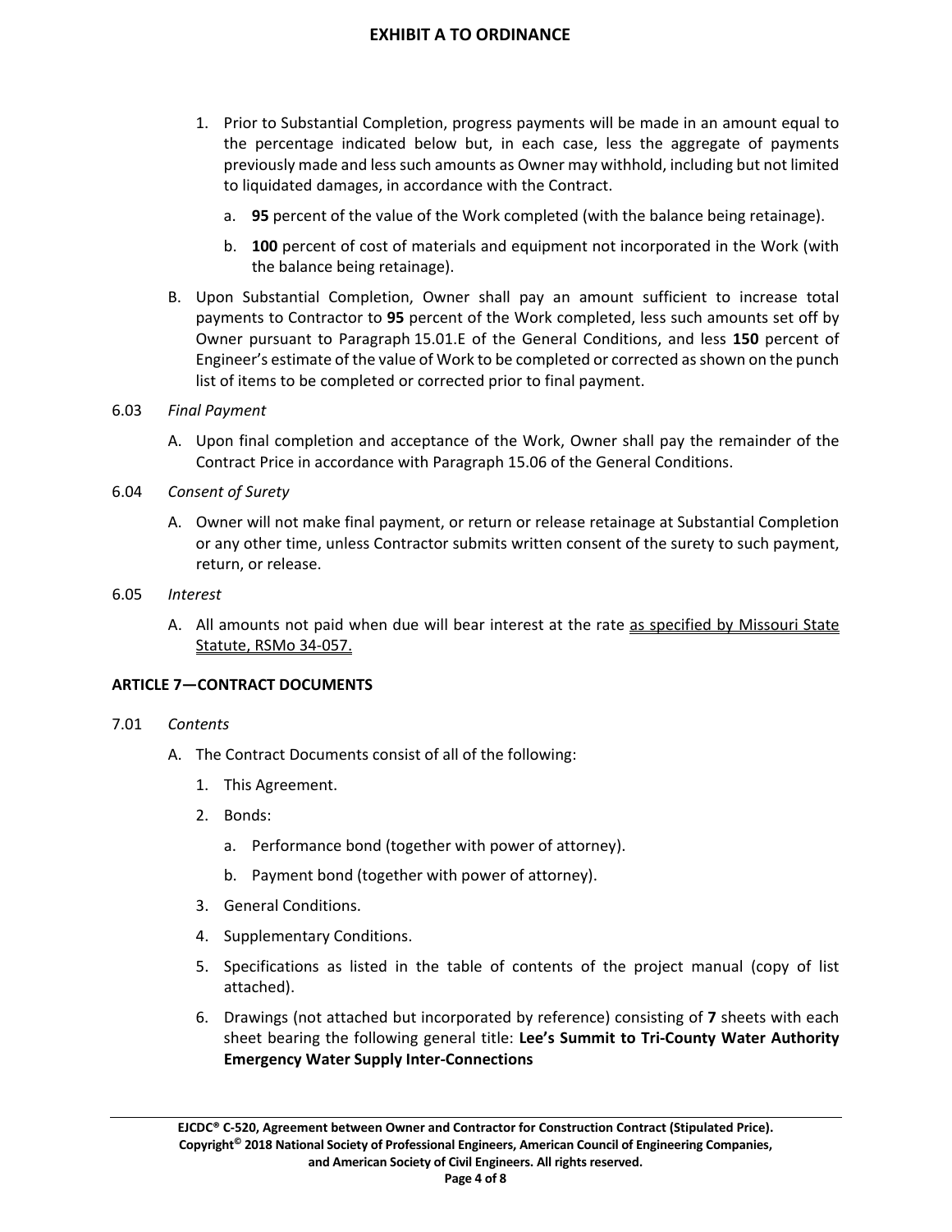1. Prior to Substantial Completion, progress payments will be made in an amount equal to the percentage indicated below but, in each case, less the aggregate of payments previously made and less such amounts as Owner may withhold, including but not limited to liquidated damages, in accordance with the Contract.

   a. **95** percent of the value of the Work completed (with the balance being retainage).

   b. **100** percent of cost of materials and equipment not incorporated in the Work (with the balance being retainage).

B. Upon Substantial Completion, Owner shall pay an amount sufficient to increase total payments to Contractor to **95** percent of the Work completed, less such amounts set off by Owner pursuant to Paragraph 15.01.E of the General Conditions, and less **150** percent of Engineer's estimate of the value of Work to be completed or corrected as shown on the punch list of items to be completed or corrected prior to final payment.

6.03 *Final Payment*

A. Upon final completion and acceptance of the Work, Owner shall pay the remainder of the Contract Price in accordance with Paragraph 15.06 of the General Conditions.

6.04 *Consent of Surety*

A. Owner will not make final payment, or return or release retainage at Substantial Completion or any other time, unless Contractor submits written consent of the surety to such payment, return, or release.

6.05 *Interest*

A. All amounts not paid when due will bear interest at the rate as specified by Missouri State Statute, RSMo 34-057.

**ARTICLE 7—CONTRACT DOCUMENTS**

7.01 *Contents*

A. The Contract Documents consist of all of the following:

1. This Agreement.

2. Bonds:

   a. Performance bond (together with power of attorney).

   b. Payment bond (together with power of attorney).

3. General Conditions.

4. Supplementary Conditions.

5. Specifications as listed in the table of contents of the project manual (copy of list attached).

6. Drawings (not attached but incorporated by reference) consisting of **7** sheets with each sheet bearing the following general title: **Lee's Summit to Tri-County Water Authority Emergency Water Supply Inter-Connections**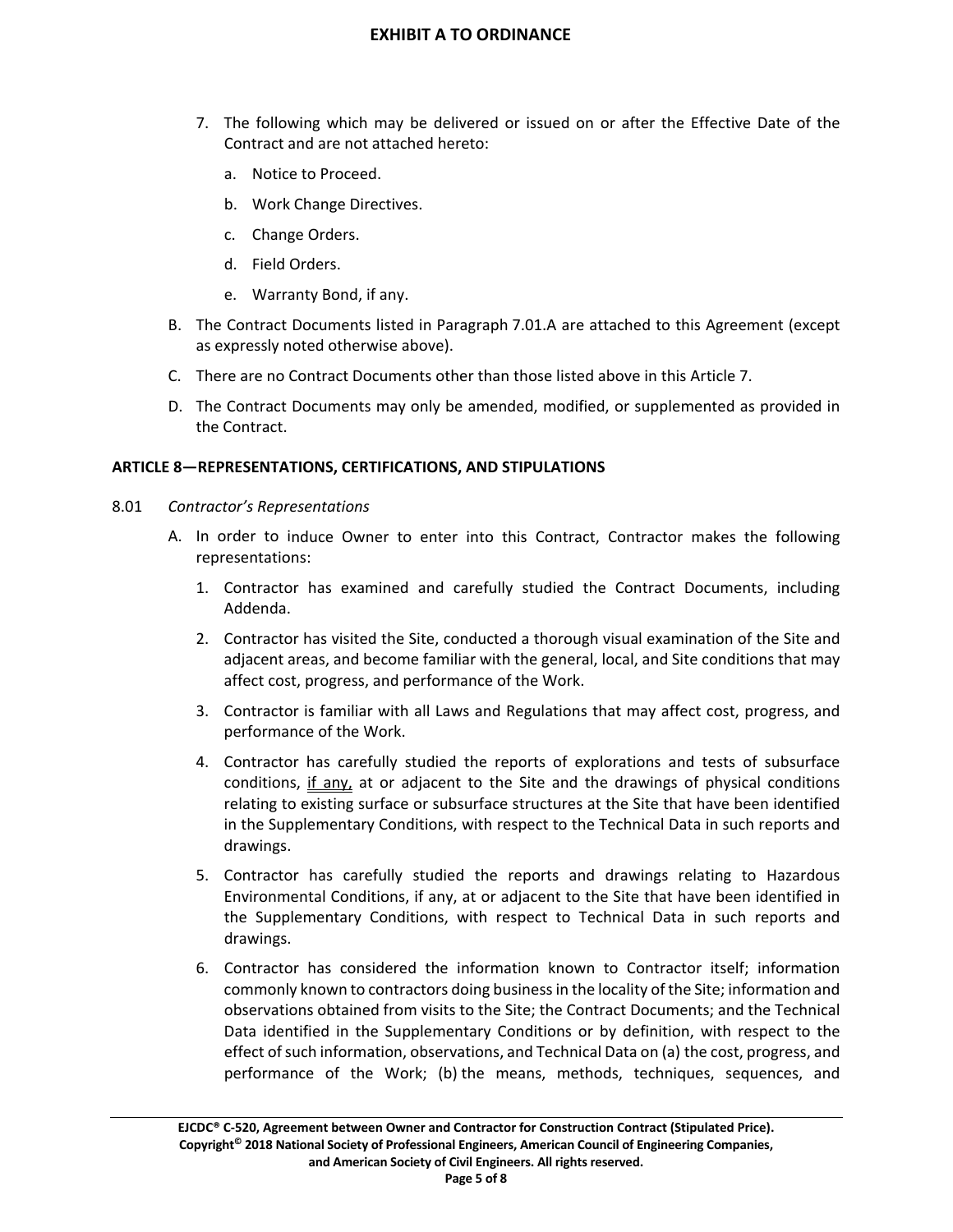7. The following which may be delivered or issued on or after the Effective Date of the Contract and are not attached hereto:

    a. Notice to Proceed.

    b. Work Change Directives.

    c. Change Orders.

    d. Field Orders.

    e. Warranty Bond, if any.

B. The Contract Documents listed in Paragraph 7.01.A are attached to this Agreement (except as expressly noted otherwise above).

C. There are no Contract Documents other than those listed above in this Article 7.

D. The Contract Documents may only be amended, modified, or supplemented as provided in the Contract.

## ARTICLE 8—REPRESENTATIONS, CERTIFICATIONS, AND STIPULATIONS

8.01 *Contractor's Representations*

A. In order to induce Owner to enter into this Contract, Contractor makes the following representations:

1. Contractor has examined and carefully studied the Contract Documents, including Addenda.

2. Contractor has visited the Site, conducted a thorough visual examination of the Site and adjacent areas, and become familiar with the general, local, and Site conditions that may affect cost, progress, and performance of the Work.

3. Contractor is familiar with all Laws and Regulations that may affect cost, progress, and performance of the Work.

4. Contractor has carefully studied the reports of explorations and tests of subsurface conditions, <u>if any,</u> at or adjacent to the Site and the drawings of physical conditions relating to existing surface or subsurface structures at the Site that have been identified in the Supplementary Conditions, with respect to the Technical Data in such reports and drawings.

5. Contractor has carefully studied the reports and drawings relating to Hazardous Environmental Conditions, if any, at or adjacent to the Site that have been identified in the Supplementary Conditions, with respect to Technical Data in such reports and drawings.

6. Contractor has considered the information known to Contractor itself; information commonly known to contractors doing business in the locality of the Site; information and observations obtained from visits to the Site; the Contract Documents; and the Technical Data identified in the Supplementary Conditions or by definition, with respect to the effect of such information, observations, and Technical Data on (a) the cost, progress, and performance of the Work; (b) the means, methods, techniques, sequences, and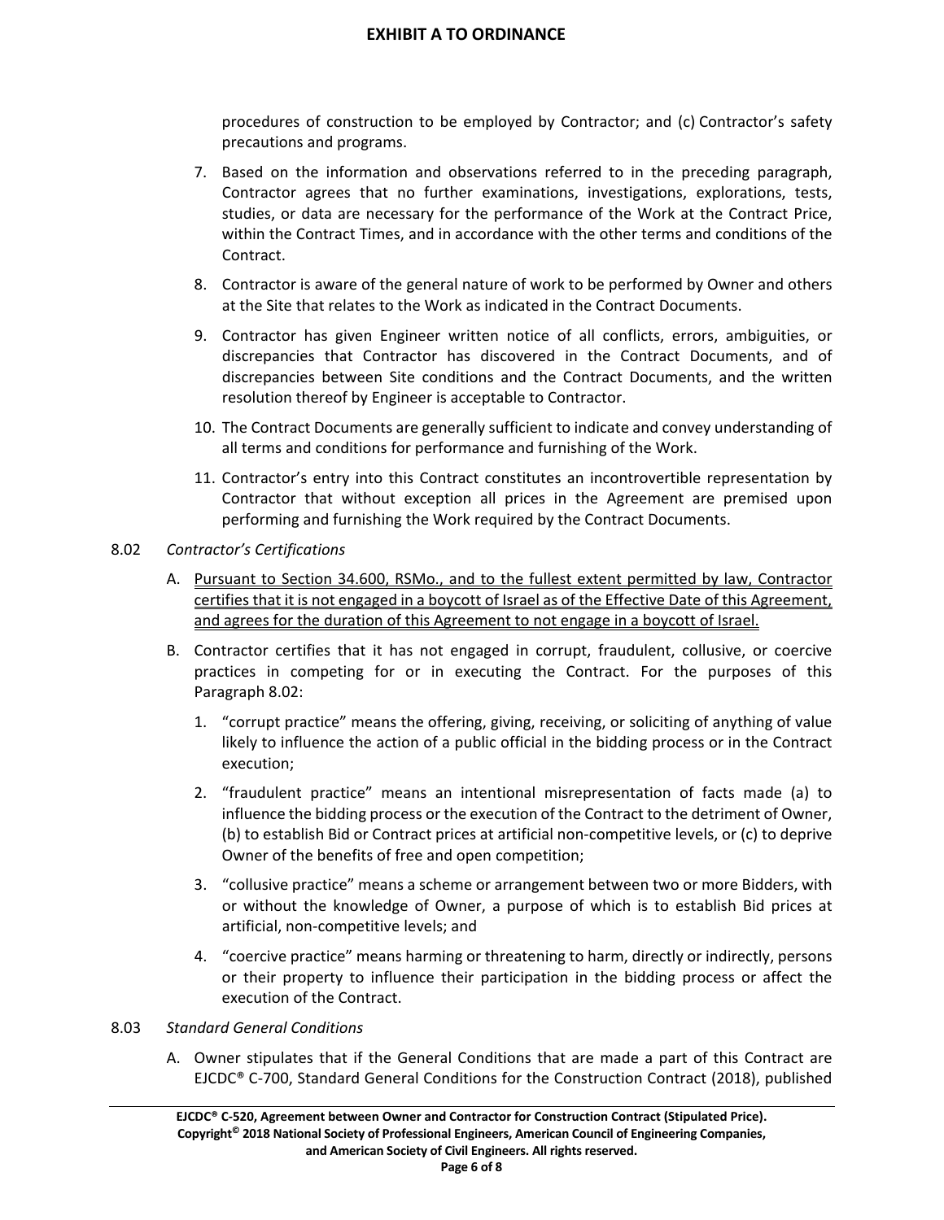procedures of construction to be employed by Contractor; and (c) Contractor's safety precautions and programs.

7. Based on the information and observations referred to in the preceding paragraph, Contractor agrees that no further examinations, investigations, explorations, tests, studies, or data are necessary for the performance of the Work at the Contract Price, within the Contract Times, and in accordance with the other terms and conditions of the Contract.

8. Contractor is aware of the general nature of work to be performed by Owner and others at the Site that relates to the Work as indicated in the Contract Documents.

9. Contractor has given Engineer written notice of all conflicts, errors, ambiguities, or discrepancies that Contractor has discovered in the Contract Documents, and of discrepancies between Site conditions and the Contract Documents, and the written resolution thereof by Engineer is acceptable to Contractor.

10. The Contract Documents are generally sufficient to indicate and convey understanding of all terms and conditions for performance and furnishing of the Work.

11. Contractor's entry into this Contract constitutes an incontrovertible representation by Contractor that without exception all prices in the Agreement are premised upon performing and furnishing the Work required by the Contract Documents.

8.02 *Contractor's Certifications*

A. <u>Pursuant to Section 34.600, RSMo., and to the fullest extent permitted by law, Contractor certifies that it is not engaged in a boycott of Israel as of the Effective Date of this Agreement, and agrees for the duration of this Agreement to not engage in a boycott of Israel.</u>

B. Contractor certifies that it has not engaged in corrupt, fraudulent, collusive, or coercive practices in competing for or in executing the Contract. For the purposes of this Paragraph 8.02:

   1. "corrupt practice" means the offering, giving, receiving, or soliciting of anything of value likely to influence the action of a public official in the bidding process or in the Contract execution;

   2. "fraudulent practice" means an intentional misrepresentation of facts made (a) to influence the bidding process or the execution of the Contract to the detriment of Owner, (b) to establish Bid or Contract prices at artificial non-competitive levels, or (c) to deprive Owner of the benefits of free and open competition;

   3. "collusive practice" means a scheme or arrangement between two or more Bidders, with or without the knowledge of Owner, a purpose of which is to establish Bid prices at artificial, non-competitive levels; and

   4. "coercive practice" means harming or threatening to harm, directly or indirectly, persons or their property to influence their participation in the bidding process or affect the execution of the Contract.

8.03 *Standard General Conditions*

A. Owner stipulates that if the General Conditions that are made a part of this Contract are EJCDC® C-700, Standard General Conditions for the Construction Contract (2018), published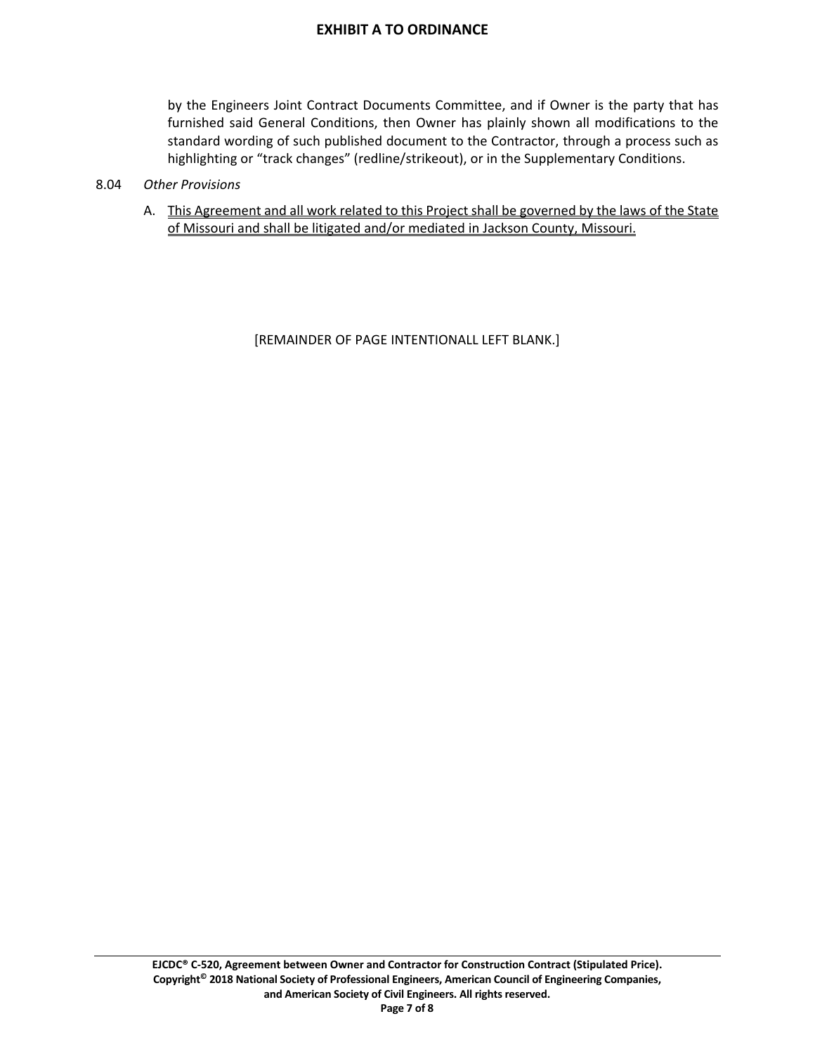by the Engineers Joint Contract Documents Committee, and if Owner is the party that has furnished said General Conditions, then Owner has plainly shown all modifications to the standard wording of such published document to the Contractor, through a process such as highlighting or "track changes" (redline/strikeout), or in the Supplementary Conditions.

8.04 *Other Provisions*

A. <u>This Agreement and all work related to this Project shall be governed by the laws of the State of Missouri and shall be litigated and/or mediated in Jackson County, Missouri.</u>

[REMAINDER OF PAGE INTENTIONALL LEFT BLANK.]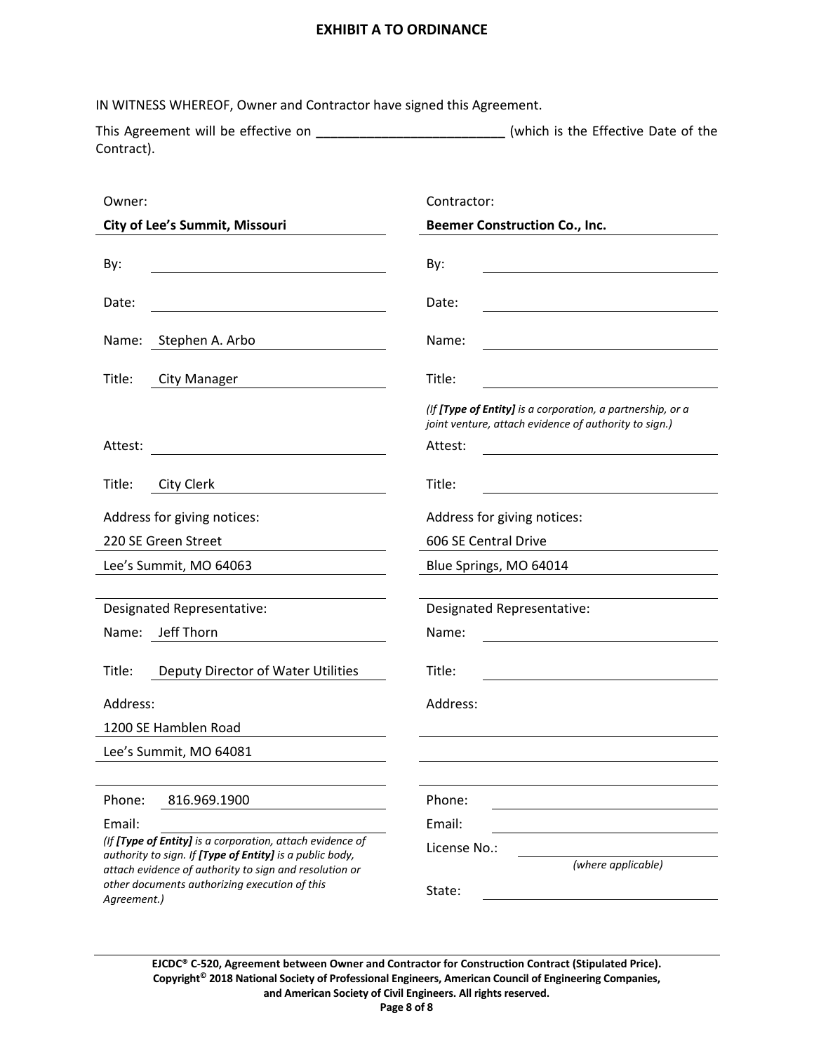## EXHIBIT A TO ORDINANCE

IN WITNESS WHEREOF, Owner and Contractor have signed this Agreement.

This Agreement will be effective on **\_\_\_\_\_\_\_\_\_\_\_\_\_\_\_\_\_\_\_\_\_\_\_\_\_\_** (which is the Effective Date of the Contract).

| Owner: | Contractor: |
|---|---|
| **City of Lee's Summit, Missouri** | **Beemer Construction Co., Inc.** |
| By: | By: |
| Date: | Date: |
| Name: Stephen A. Arbo | Name: |
| Title: City Manager | Title: |
| | *(If **[Type of Entity]** is a corporation, a partnership, or a joint venture, attach evidence of authority to sign.)* |
| Attest: | Attest: |
| Title: City Clerk | Title: |
| Address for giving notices: | Address for giving notices: |
| 220 SE Green Street | 606 SE Central Drive |
| Lee's Summit, MO 64063 | Blue Springs, MO 64014 |
| Designated Representative: | Designated Representative: |
| Name: Jeff Thorn | Name: |
| Title: Deputy Director of Water Utilities | Title: |
| Address: | Address: |
| 1200 SE Hamblen Road | |
| Lee's Summit, MO 64081 | |
| Phone: 816.969.1900 | Phone: |
| Email: | Email: |
| *(If **[Type of Entity]** is a corporation, attach evidence of authority to sign. If **[Type of Entity]** is a public body, attach evidence of authority to sign and resolution or other documents authorizing execution of this Agreement.)* | License No.: *(where applicable)* |
| | State: |

**EJCDC® C-520, Agreement between Owner and Contractor for Construction Contract (Stipulated Price). Copyright© 2018 National Society of Professional Engineers, American Council of Engineering Companies, and American Society of Civil Engineers. All rights reserved.**